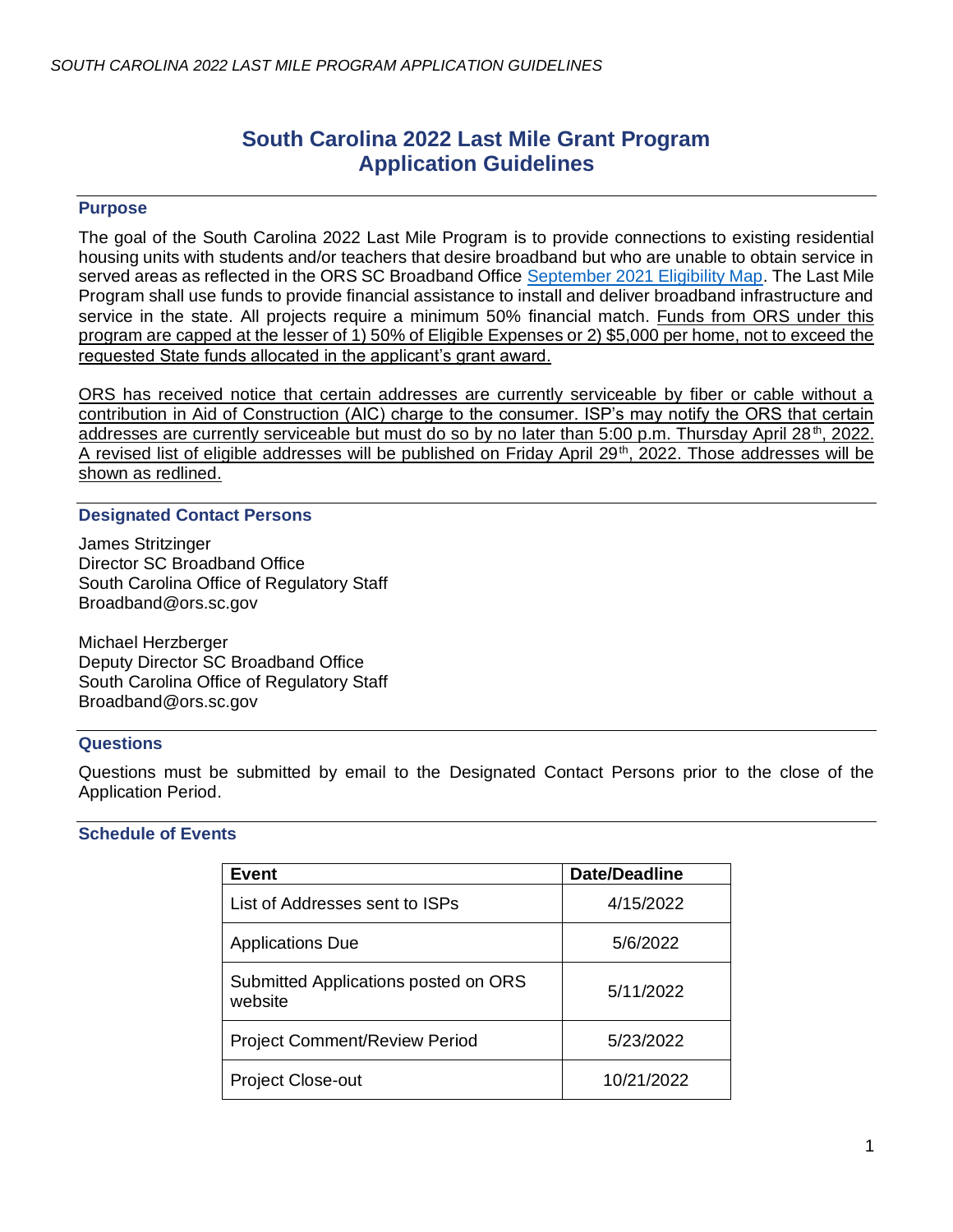# South Carolina 2022 Last Mile Grant Program Application Guidelines

## Purpose

The goal of the South Carolina 2022 Last Mile Program is to provide connections to existing residential housing units with students and/or teachers that desire broadband but who are unable to obtain service in served areas as reflected in the ORS SC Broadband Office [September 2021 Eligibility Map](). The Last Mile Program shall use funds to provide financial assistance to install and deliver broadband infrastructure and service in the state. All projects require a minimum 50% financial match. <u>Funds from ORS under this program are capped at the lesser of 1) 50% of Eligible Expenses or 2) $5,000 per home, not to exceed the requested State funds allocated in the applicant's grant award.</u>

<u>ORS has received notice that certain addresses are currently serviceable by fiber or cable without a contribution in Aid of Construction (AIC) charge to the consumer. ISP's may notify the ORS that certain addresses are currently serviceable but must do so by no later than 5:00 p.m. Thursday April 28th, 2022. A revised list of eligible addresses will be published on Friday April 29th, 2022. Those addresses will be shown as redlined.</u>

## Designated Contact Persons

James Stritzinger
Director SC Broadband Office
South Carolina Office of Regulatory Staff
Broadband@ors.sc.gov

Michael Herzberger
Deputy Director SC Broadband Office
South Carolina Office of Regulatory Staff
Broadband@ors.sc.gov

## Questions

Questions must be submitted by email to the Designated Contact Persons prior to the close of the Application Period.

## Schedule of Events

| Event | Date/Deadline |
|---|---|
| List of Addresses sent to ISPs | 4/15/2022 |
| Applications Due | 5/6/2022 |
| Submitted Applications posted on ORS website | 5/11/2022 |
| Project Comment/Review Period | 5/23/2022 |
| Project Close-out | 10/21/2022 |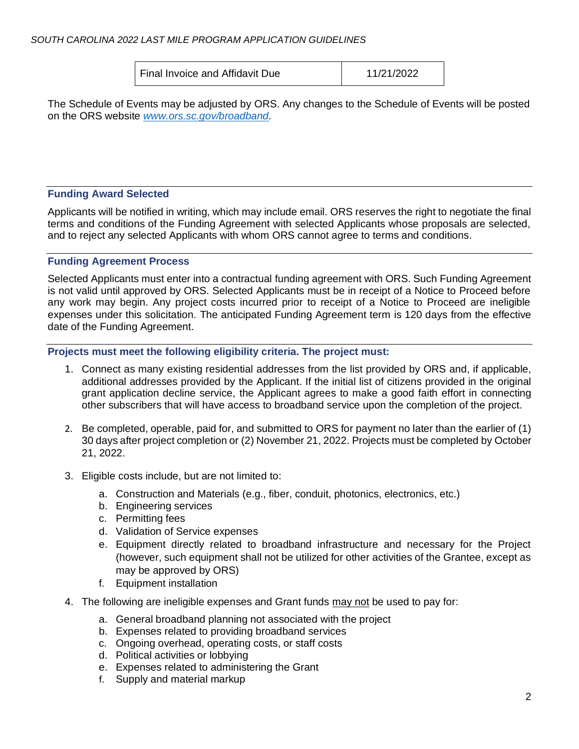| Final Invoice and Affidavit Due | 11/21/2022 |
| --- | --- |

The Schedule of Events may be adjusted by ORS. Any changes to the Schedule of Events will be posted on the ORS website *www.ors.sc.gov/broadband*.

### Funding Award Selected

Applicants will be notified in writing, which may include email. ORS reserves the right to negotiate the final terms and conditions of the Funding Agreement with selected Applicants whose proposals are selected, and to reject any selected Applicants with whom ORS cannot agree to terms and conditions.

### Funding Agreement Process

Selected Applicants must enter into a contractual funding agreement with ORS. Such Funding Agreement is not valid until approved by ORS. Selected Applicants must be in receipt of a Notice to Proceed before any work may begin. Any project costs incurred prior to receipt of a Notice to Proceed are ineligible expenses under this solicitation. The anticipated Funding Agreement term is 120 days from the effective date of the Funding Agreement.

### Projects must meet the following eligibility criteria. The project must:

1. Connect as many existing residential addresses from the list provided by ORS and, if applicable, additional addresses provided by the Applicant. If the initial list of citizens provided in the original grant application decline service, the Applicant agrees to make a good faith effort in connecting other subscribers that will have access to broadband service upon the completion of the project.

2. Be completed, operable, paid for, and submitted to ORS for payment no later than the earlier of (1) 30 days after project completion or (2) November 21, 2022. Projects must be completed by October 21, 2022.

3. Eligible costs include, but are not limited to:
   a. Construction and Materials (e.g., fiber, conduit, photonics, electronics, etc.)
   b. Engineering services
   c. Permitting fees
   d. Validation of Service expenses
   e. Equipment directly related to broadband infrastructure and necessary for the Project (however, such equipment shall not be utilized for other activities of the Grantee, except as may be approved by ORS)
   f. Equipment installation

4. The following are ineligible expenses and Grant funds may not be used to pay for:
   a. General broadband planning not associated with the project
   b. Expenses related to providing broadband services
   c. Ongoing overhead, operating costs, or staff costs
   d. Political activities or lobbying
   e. Expenses related to administering the Grant
   f. Supply and material markup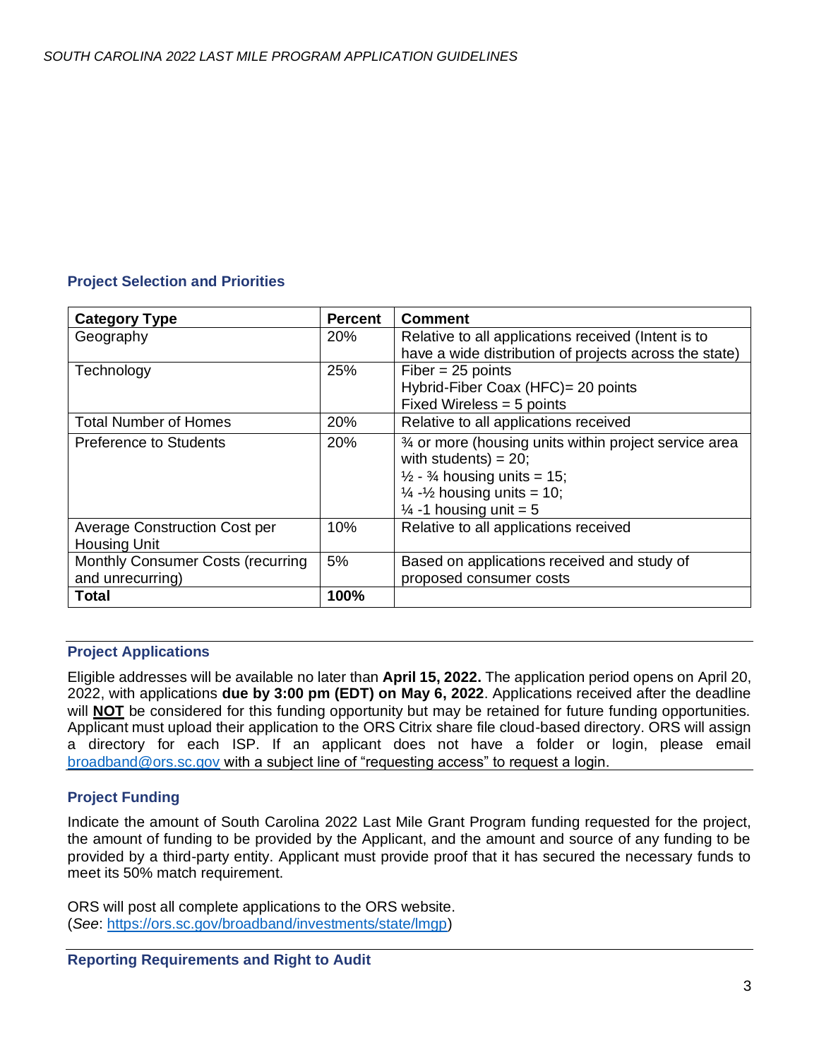### Project Selection and Priorities

| Category Type | Percent | Comment |
| --- | --- | --- |
| Geography | 20% | Relative to all applications received (Intent is to have a wide distribution of projects across the state) |
| Technology | 25% | Fiber = 25 points<br>Hybrid-Fiber Coax (HFC)= 20 points<br>Fixed Wireless = 5 points |
| Total Number of Homes | 20% | Relative to all applications received |
| Preference to Students | 20% | ¾ or more (housing units within project service area with students) = 20;<br>½ - ¾ housing units = 15;<br>¼ -½ housing units = 10;<br>¼ -1 housing unit = 5 |
| Average Construction Cost per Housing Unit | 10% | Relative to all applications received |
| Monthly Consumer Costs (recurring and unrecurring) | 5% | Based on applications received and study of proposed consumer costs |
| **Total** | **100%** | |

### Project Applications

Eligible addresses will be available no later than **April 15, 2022.** The application period opens on April 20, 2022, with applications **due by 3:00 pm (EDT) on May 6, 2022**. Applications received after the deadline will **NOT** be considered for this funding opportunity but may be retained for future funding opportunities. Applicant must upload their application to the ORS Citrix share file cloud-based directory. ORS will assign a directory for each ISP. If an applicant does not have a folder or login, please email broadband@ors.sc.gov with a subject line of "requesting access" to request a login.

### Project Funding

Indicate the amount of South Carolina 2022 Last Mile Grant Program funding requested for the project, the amount of funding to be provided by the Applicant, and the amount and source of any funding to be provided by a third-party entity. Applicant must provide proof that it has secured the necessary funds to meet its 50% match requirement.

ORS will post all complete applications to the ORS website.
(*See*: https://ors.sc.gov/broadband/investments/state/lmgp)

### Reporting Requirements and Right to Audit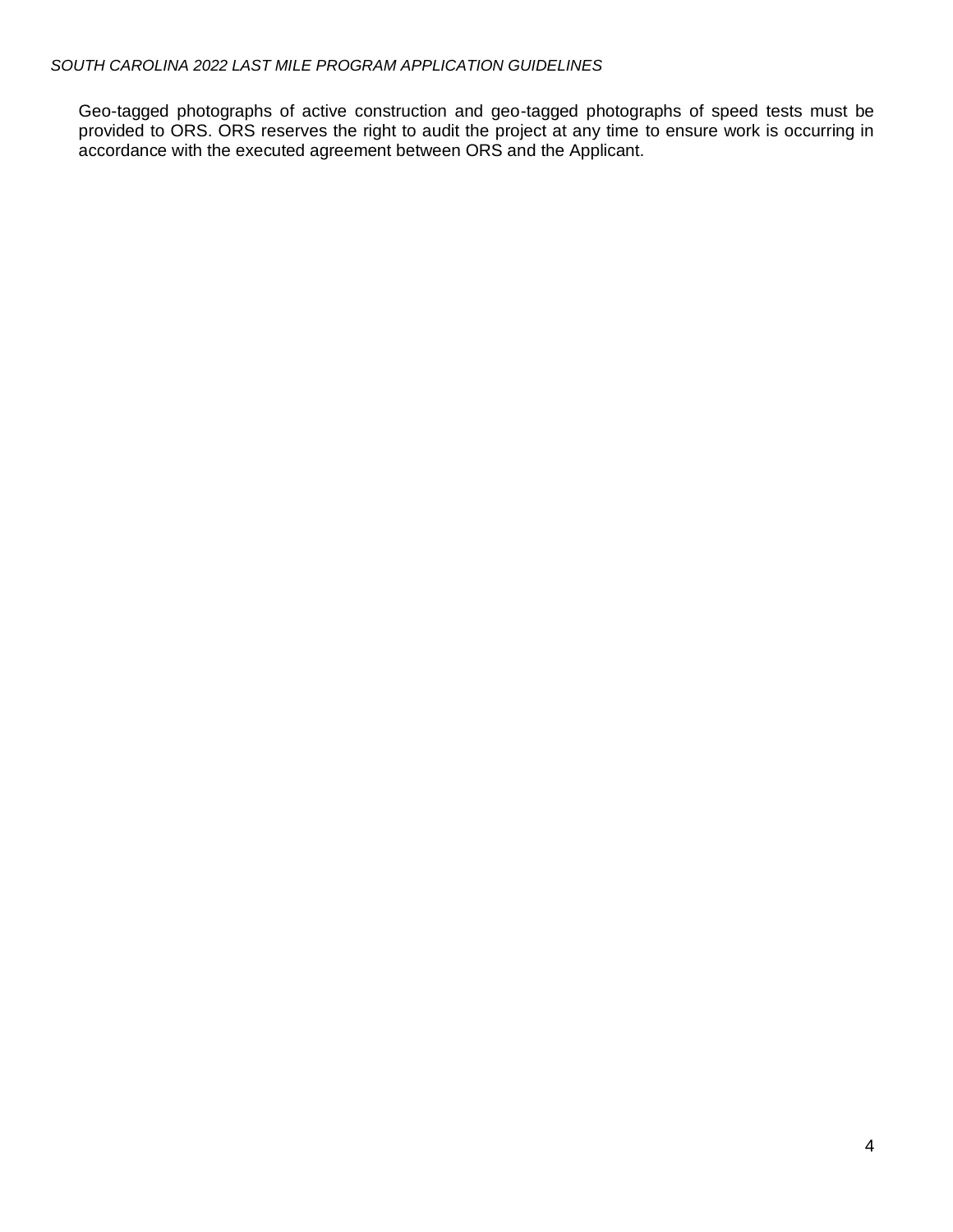Geo-tagged photographs of active construction and geo-tagged photographs of speed tests must be provided to ORS. ORS reserves the right to audit the project at any time to ensure work is occurring in accordance with the executed agreement between ORS and the Applicant.